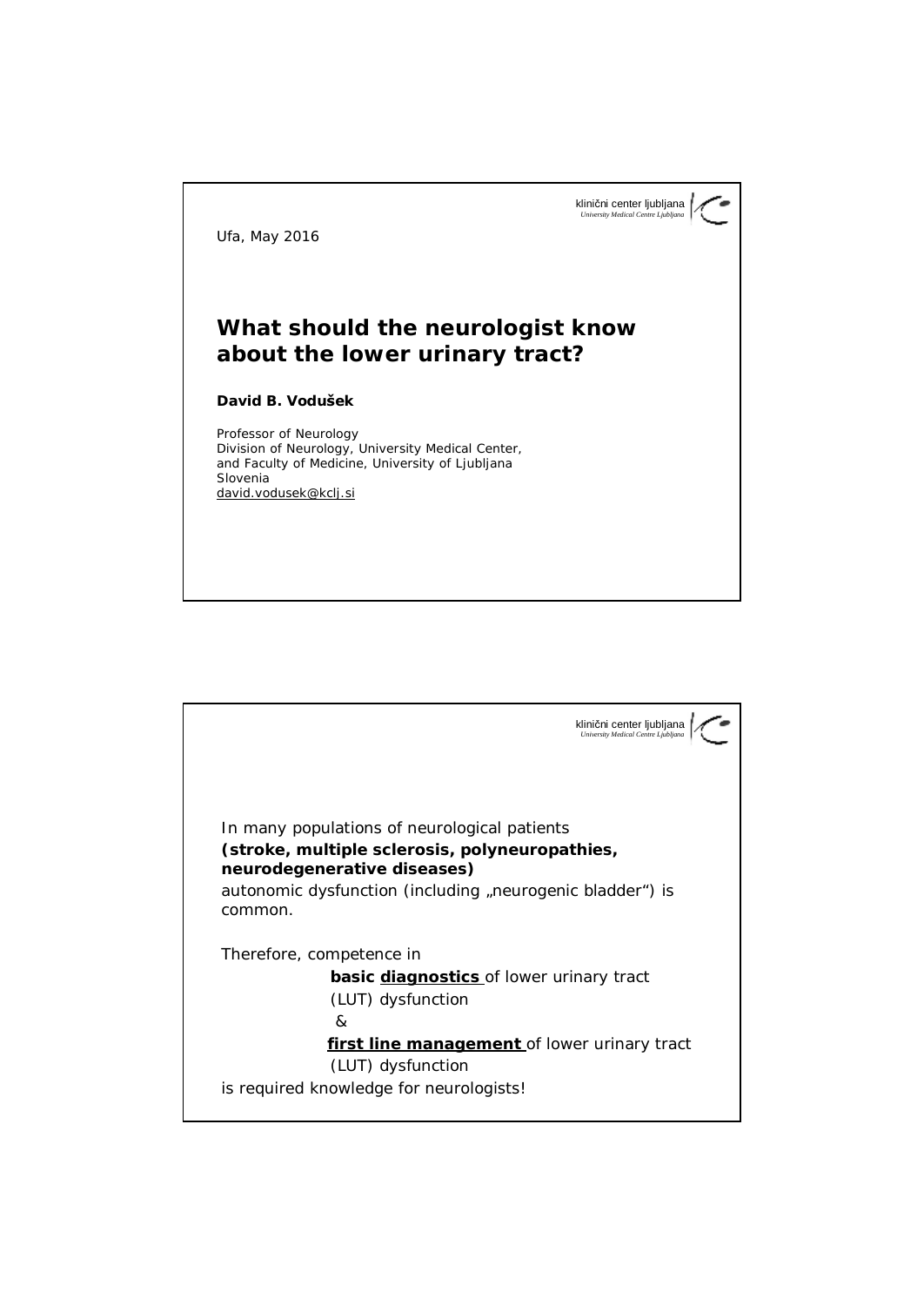klinični center ljubljana
*University Medical Centre Ljubljana*

Ufa, May 2016

# What should the neurologist know about the lower urinary tract?

**David B. Vodušek**

Professor of Neurology
Division of Neurology, University Medical Center,
and Faculty of Medicine, University of Ljubljana
Slovenia
david.vodusek@kclj.si

---

klinični center ljubljana
*University Medical Centre Ljubljana*

In many populations of neurological patients
**(stroke, multiple sclerosis, polyneuropathies, neurodegenerative diseases)**
autonomic dysfunction (including „neurogenic bladder") is common.

Therefore, competence in

**basic <u>diagnostics</u>** of lower urinary tract (LUT) dysfunction

&

**<u>first line management</u>** of lower urinary tract (LUT) dysfunction

is required knowledge for neurologists!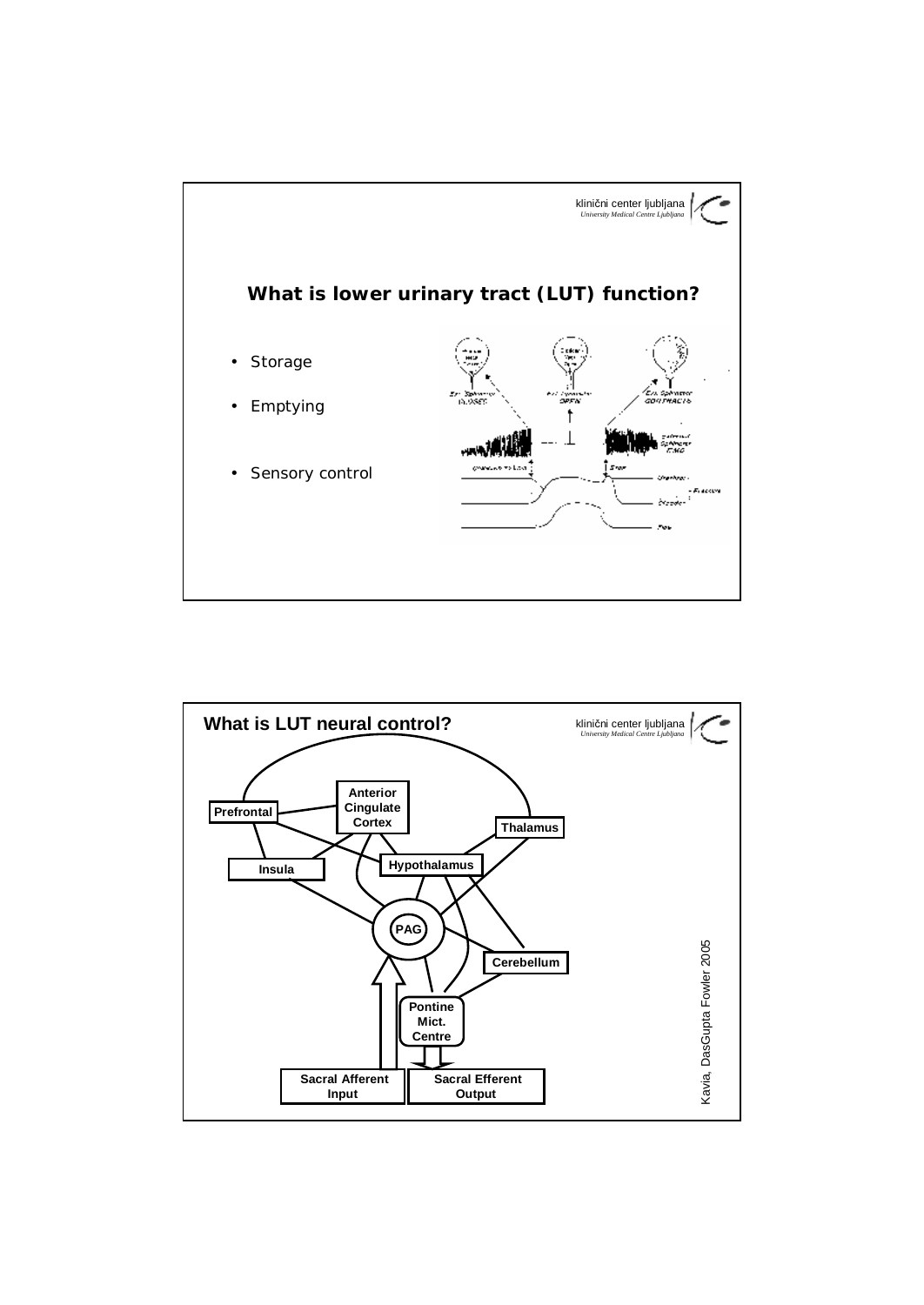## What is lower urinary tract (LUT) function?

- Storage
- Emptying
- Sensory control

## What is LUT neural control?

Prefrontal

Anterior Cingulate Cortex

Thalamus

Insula

Hypothalamus

PAG

Cerebellum

Pontine Mict. Centre

Sacral Afferent Input

Sacral Efferent Output

Kavia, DasGupta Fowler 2005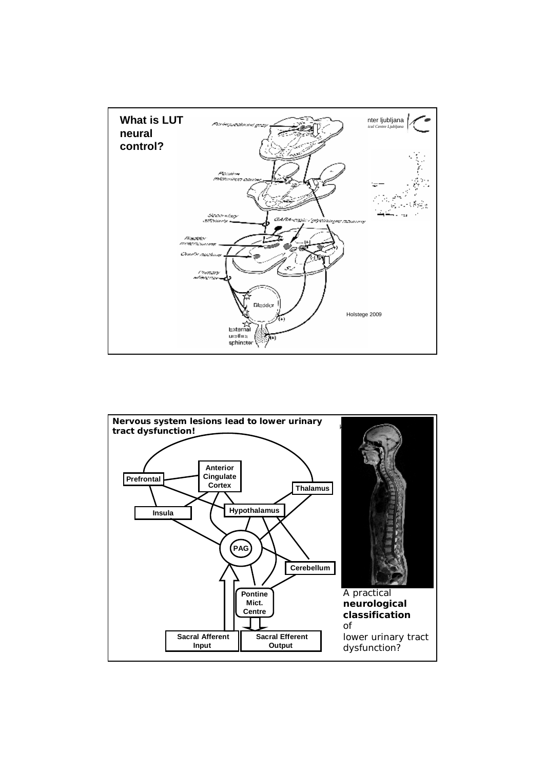## What is LUT neural control?

Periaqueductal gray

Pontine micturition centre

Secondary afferents

GABA-ergic / glycinergic neurons

Bladder motoneurons

Onuf's nucleus

Primary afferents

S2

Bladder

External urethral sphincter

Holstege 2009

## Nervous system lesions lead to lower urinary tract dysfunction!

Prefrontal

Anterior Cingulate Cortex

Thalamus

Insula

Hypothalamus

PAG

Cerebellum

Pontine Mict. Centre

Sacral Afferent Input

Sacral Efferent Output

A practical **neurological classification** of lower urinary tract dysfunction?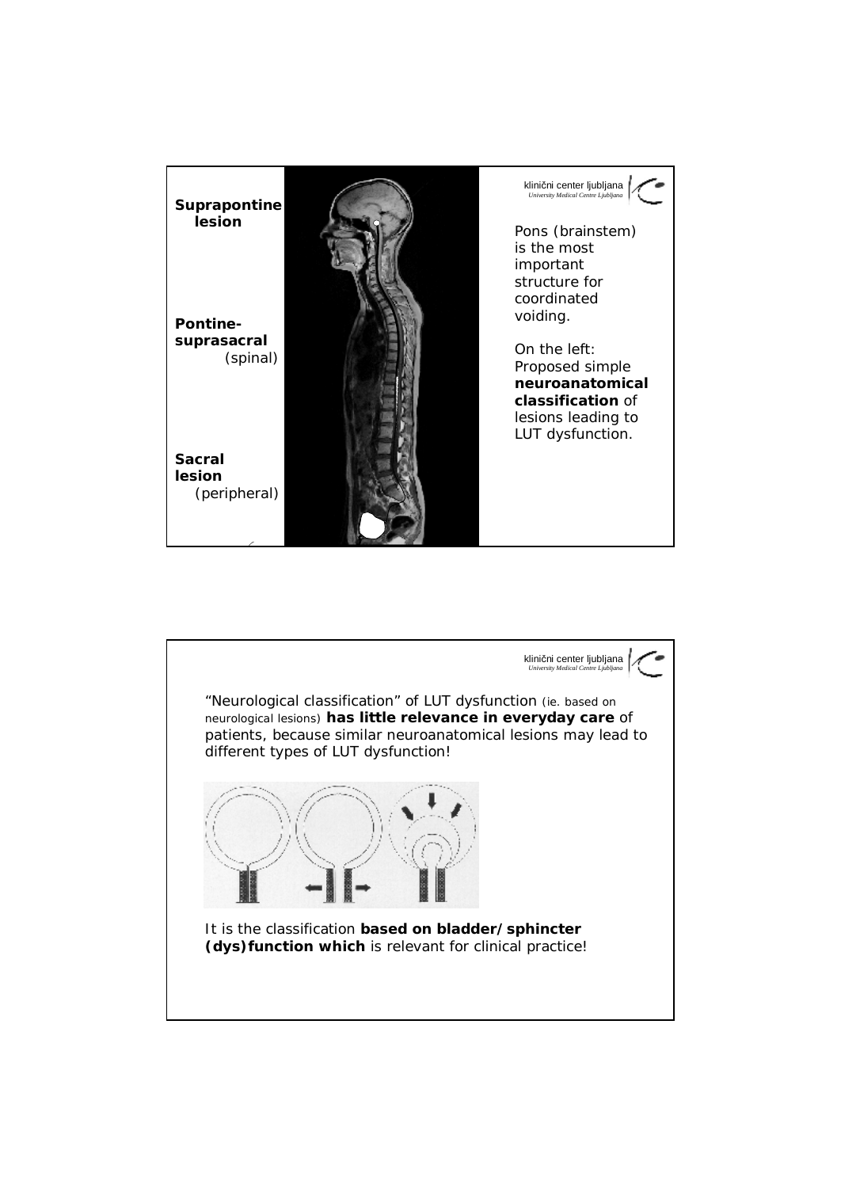**Suprapontine lesion**

**Pontine-suprasacral** (spinal)

**Sacral lesion** (peripheral)

Pons (brainstem) is the most important structure for coordinated voiding.

On the left: Proposed simple **neuroanatomical classification** of lesions leading to LUT dysfunction.

"Neurological classification" of LUT dysfunction (ie. based on neurological lesions) **has little relevance in everyday care** of patients, because similar neuroanatomical lesions may lead to different types of LUT dysfunction!

It is the classification **based on bladder/sphincter (dys)function which** is relevant for clinical practice!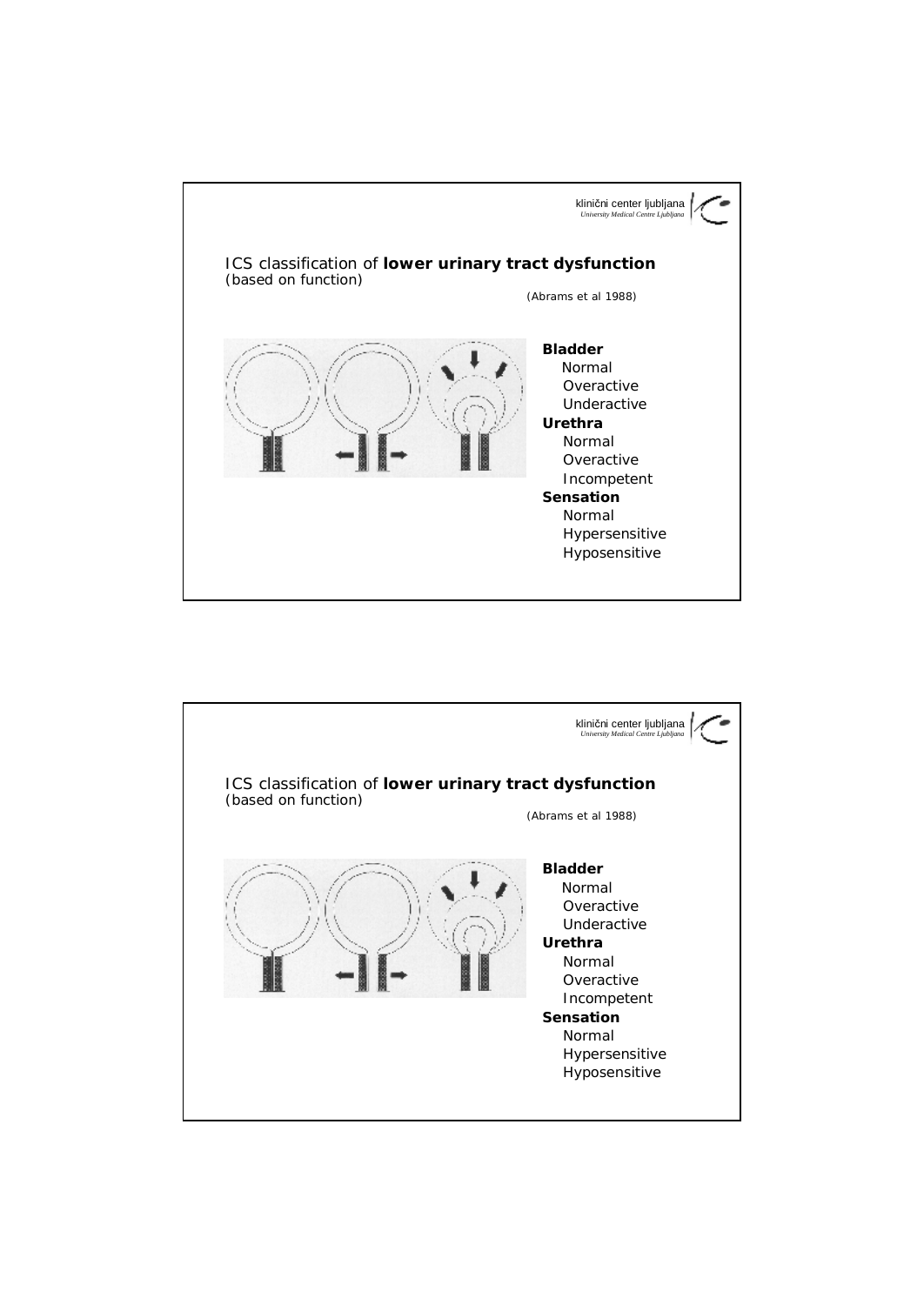ICS classification of **lower urinary tract dysfunction**
(based on function)

(Abrams et al 1988)

**Bladder**
- Normal
- Overactive
- Underactive

**Urethra**
- Normal
- Overactive
- Incompetent

**Sensation**
- Normal
- Hypersensitive
- Hyposensitive

ICS classification of **lower urinary tract dysfunction**
(based on function)

(Abrams et al 1988)

**Bladder**
- Normal
- Overactive
- Underactive

**Urethra**
- Normal
- Overactive
- Incompetent

**Sensation**
- Normal
- Hypersensitive
- Hyposensitive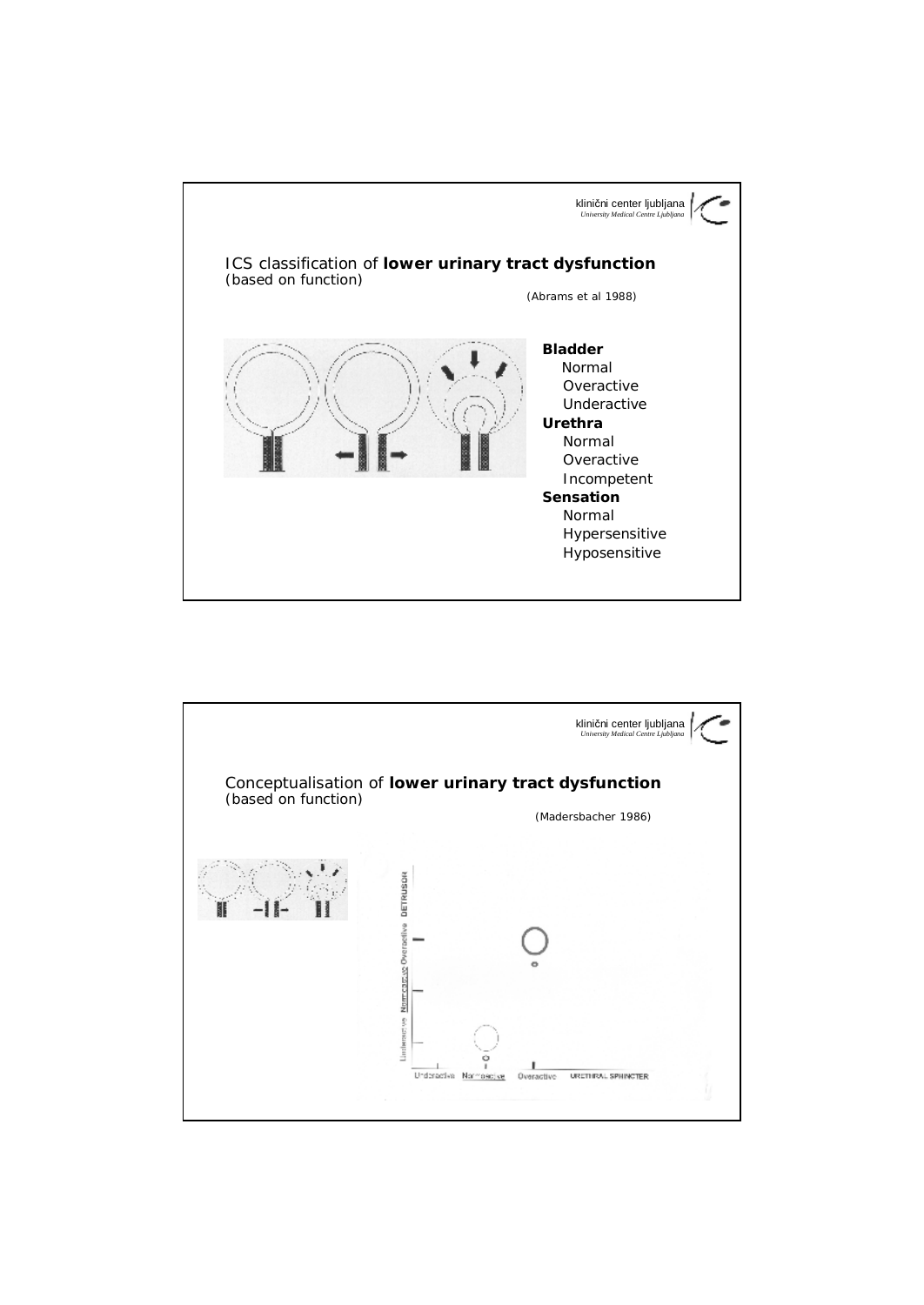## ICS classification of **lower urinary tract dysfunction**
(based on function)

(Abrams et al 1988)

**Bladder**
- Normal
- Overactive
- Underactive

**Urethra**
- Normal
- Overactive
- Incompetent

**Sensation**
- Normal
- Hypersensitive
- Hyposensitive

## Conceptualisation of **lower urinary tract dysfunction**
(based on function)

(Madersbacher 1986)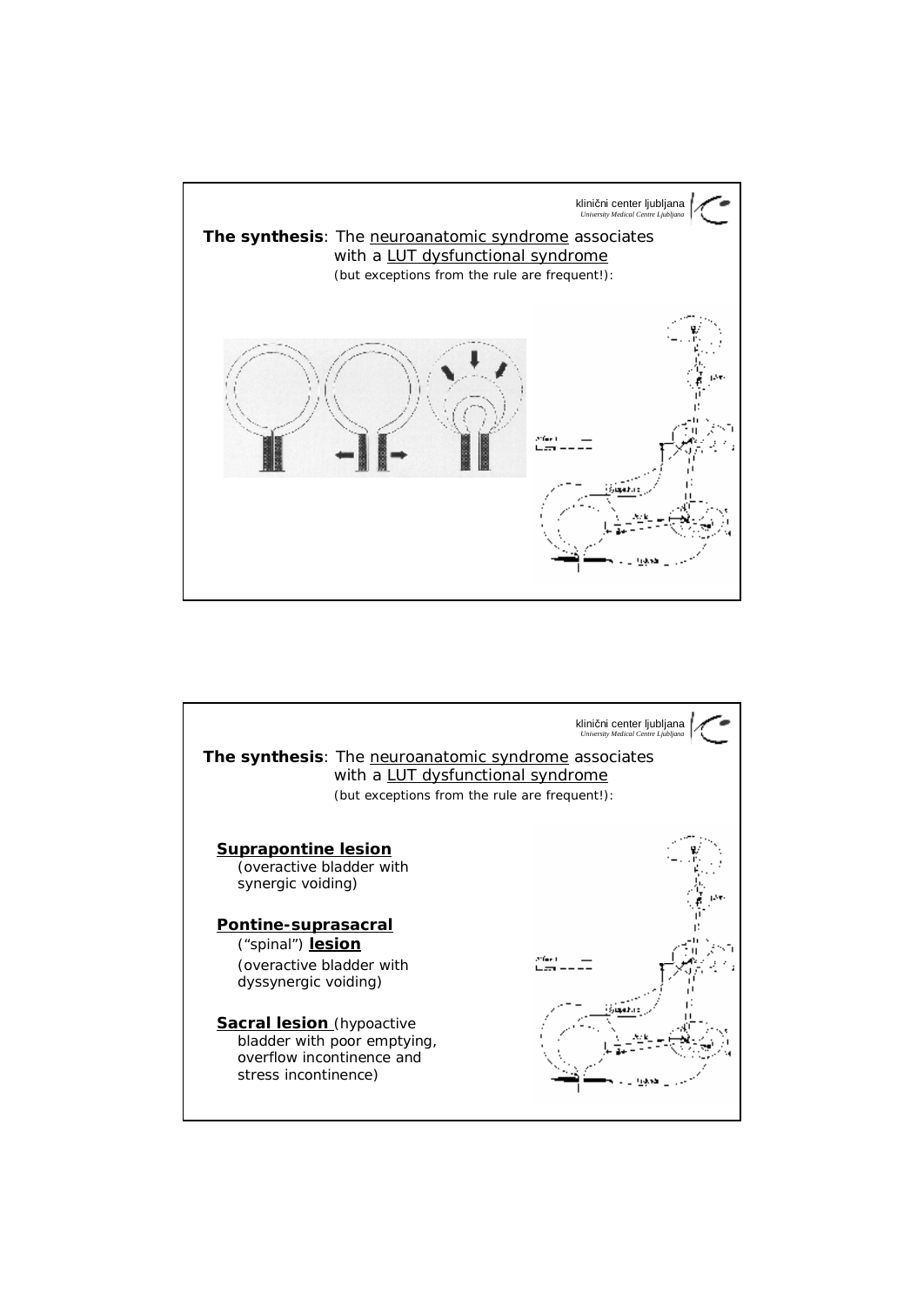**The synthesis**: The neuroanatomic syndrome associates with a LUT dysfunctional syndrome

(but exceptions from the rule are frequent!):

**The synthesis**: The neuroanatomic syndrome associates with a LUT dysfunctional syndrome

(but exceptions from the rule are frequent!):

**Suprapontine lesion**
(overactive bladder with synergic voiding)

**Pontine-suprasacral** ("spinal") **lesion**
(overactive bladder with dyssynergic voiding)

**Sacral lesion** (hypoactive bladder with poor emptying, overflow incontinence and stress incontinence)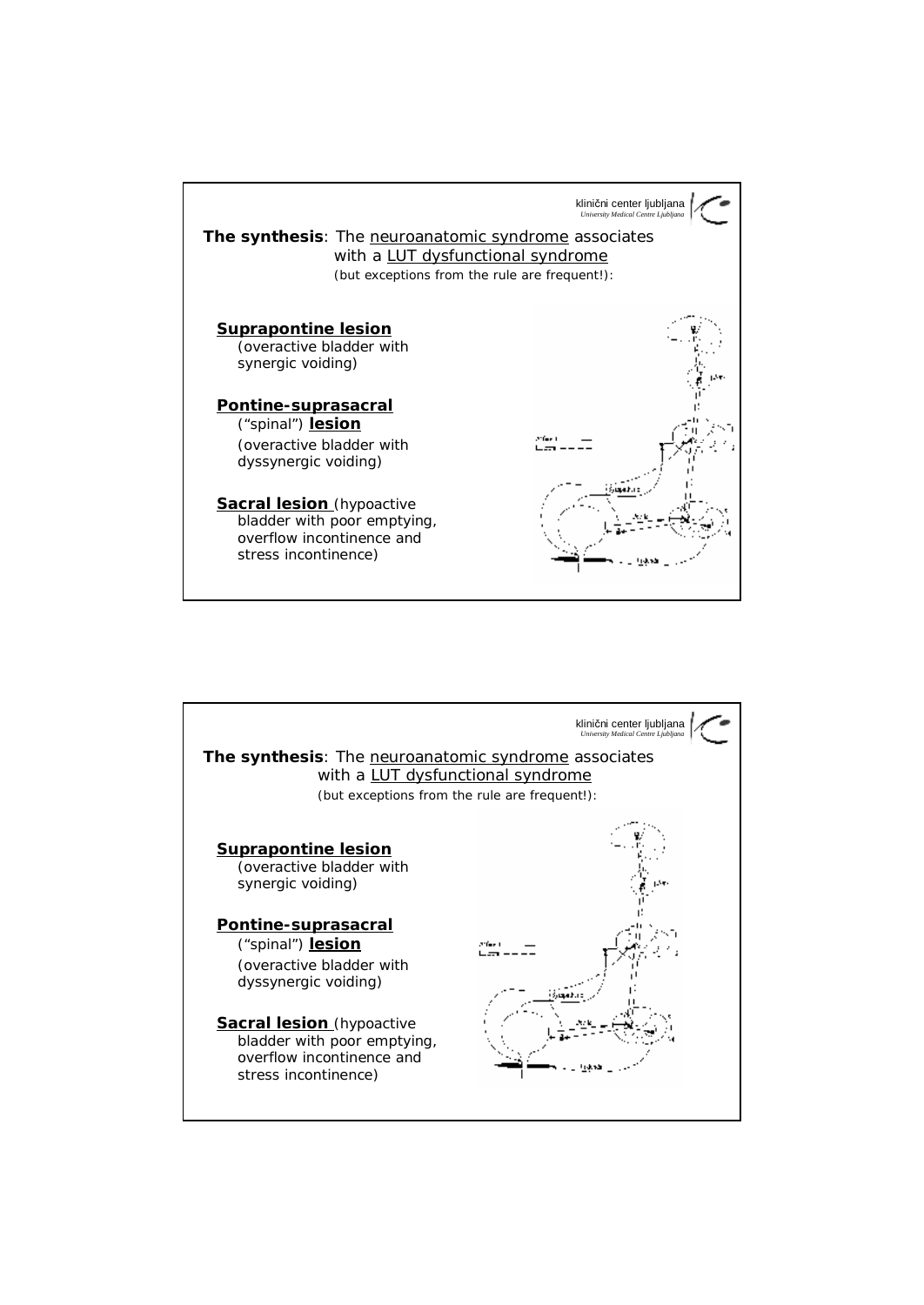**The synthesis**: The neuroanatomic syndrome associates with a LUT dysfunctional syndrome

*(but exceptions from the rule are frequent!):*

**Suprapontine lesion**

(overactive bladder with synergic voiding)

**Pontine-suprasacral** ("spinal") **lesion**

(overactive bladder with dyssynergic voiding)

**Sacral lesion** (hypoactive bladder with poor emptying, overflow incontinence and stress incontinence)

---

**The synthesis**: The neuroanatomic syndrome associates with a LUT dysfunctional syndrome

*(but exceptions from the rule are frequent!):*

**Suprapontine lesion**

(overactive bladder with synergic voiding)

**Pontine-suprasacral** ("spinal") **lesion**

(overactive bladder with dyssynergic voiding)

**Sacral lesion** (hypoactive bladder with poor emptying, overflow incontinence and stress incontinence)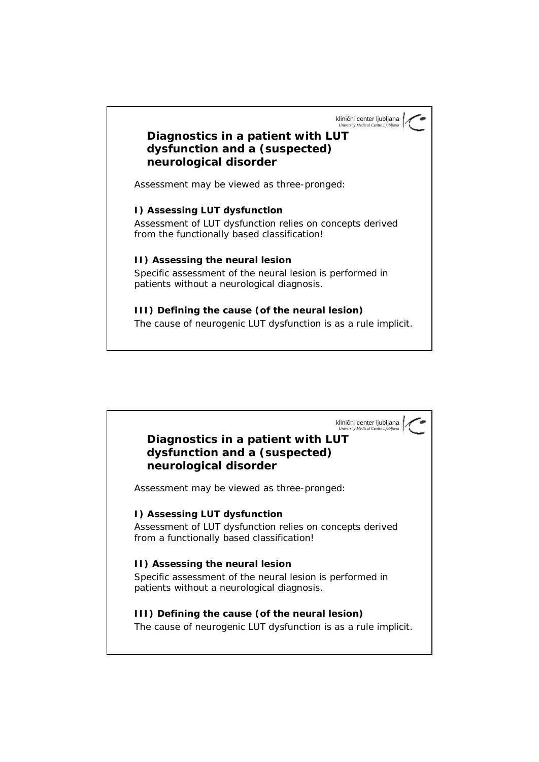## Diagnostics in a patient with LUT dysfunction and a (suspected) neurological disorder

Assessment may be viewed as three-pronged:

**I) Assessing LUT dysfunction**

Assessment of LUT dysfunction relies on concepts derived from the functionally based classification!

**II) Assessing the neural lesion**

Specific assessment of the neural lesion is performed in patients without a neurological diagnosis.

**III) Defining the cause (of the neural lesion)**

The cause of neurogenic LUT dysfunction is as a rule implicit.

## Diagnostics in a patient with LUT dysfunction and a (suspected) neurological disorder

Assessment may be viewed as three-pronged:

**I) Assessing LUT dysfunction**

Assessment of LUT dysfunction relies on concepts derived from a functionally based classification!

**II) Assessing the neural lesion**

Specific assessment of the neural lesion is performed in patients without a neurological diagnosis.

**III) Defining the cause (of the neural lesion)**

The cause of neurogenic LUT dysfunction is as a rule implicit.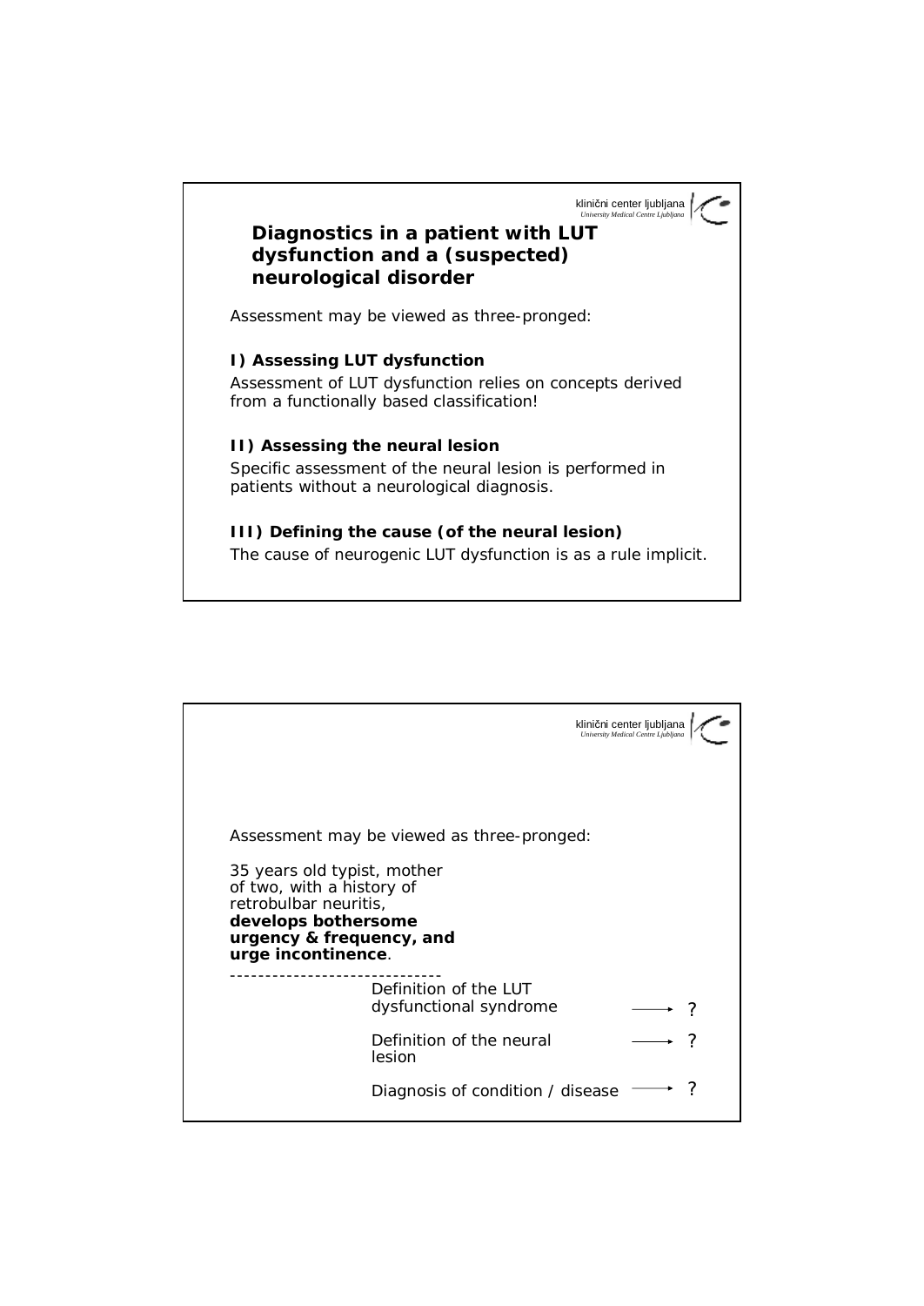## Diagnostics in a patient with LUT dysfunction and a (suspected) neurological disorder

Assessment may be viewed as three-pronged:

**I) Assessing LUT dysfunction**

Assessment of LUT dysfunction relies on concepts derived from a functionally based classification!

**II) Assessing the neural lesion**

Specific assessment of the neural lesion is performed in patients without a neurological diagnosis.

**III) Defining the cause (of the neural lesion)**

The cause of neurogenic LUT dysfunction is as a rule implicit.

---

Assessment may be viewed as three-pronged:

35 years old typist, mother of two, with a history of retrobulbar neuritis, **develops bothersome urgency & frequency, and urge incontinence**.

------------------------------

Definition of the LUT dysfunctional syndrome → ?

Definition of the neural lesion → ?

Diagnosis of condition / disease → ?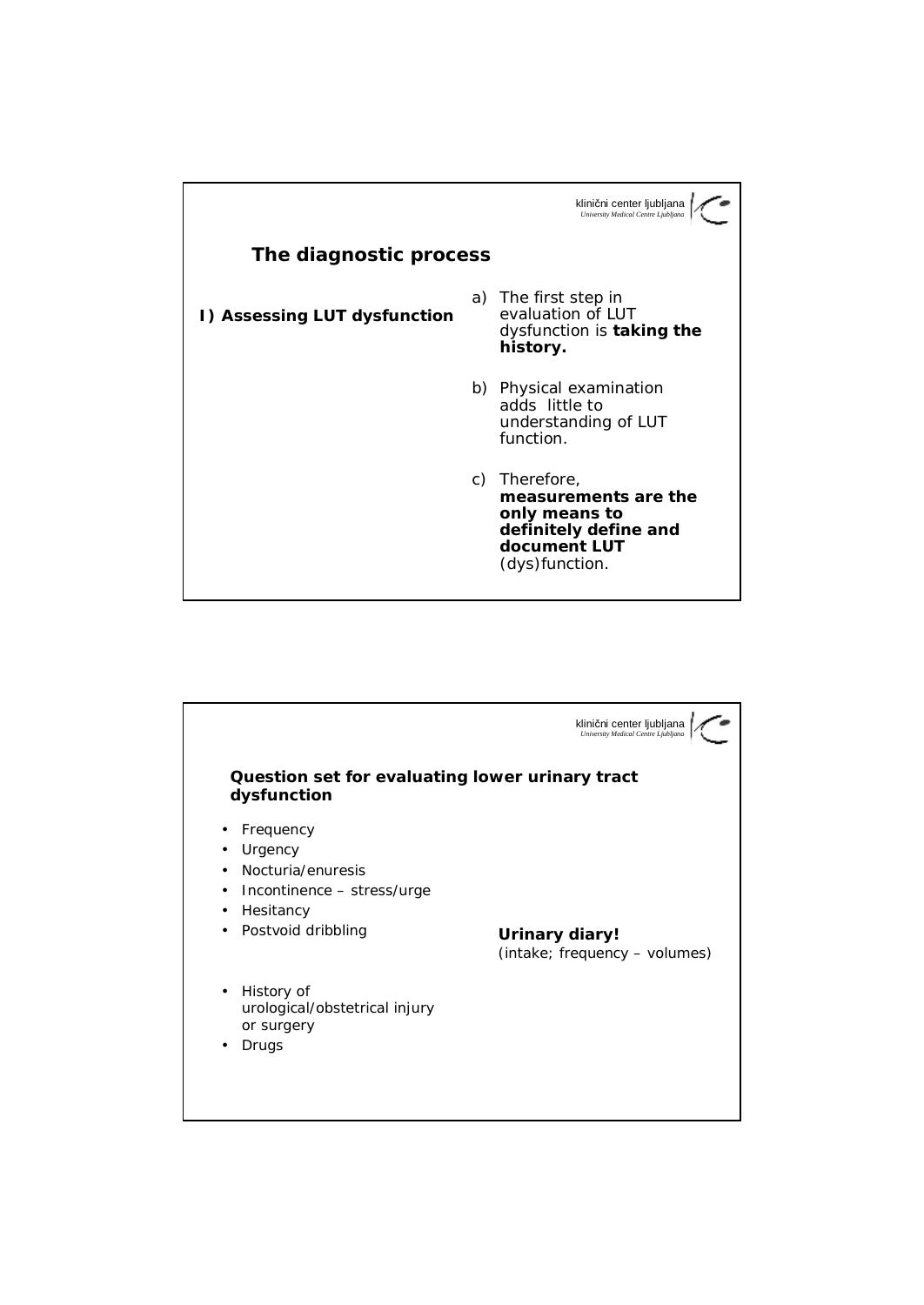## The diagnostic process

**I) Assessing LUT dysfunction**

a) The first step in evaluation of LUT dysfunction is **taking the history.**

b) Physical examination adds little to understanding of LUT function.

c) Therefore, **measurements are the only means to definitely define and document LUT** (dys)function.

### Question set for evaluating lower urinary tract dysfunction

- Frequency
- Urgency
- Nocturia/enuresis
- Incontinence – stress/urge
- Hesitancy
- Postvoid dribbling

**Urinary diary!**
(intake; frequency – volumes)

- History of urological/obstetrical injury or surgery
- Drugs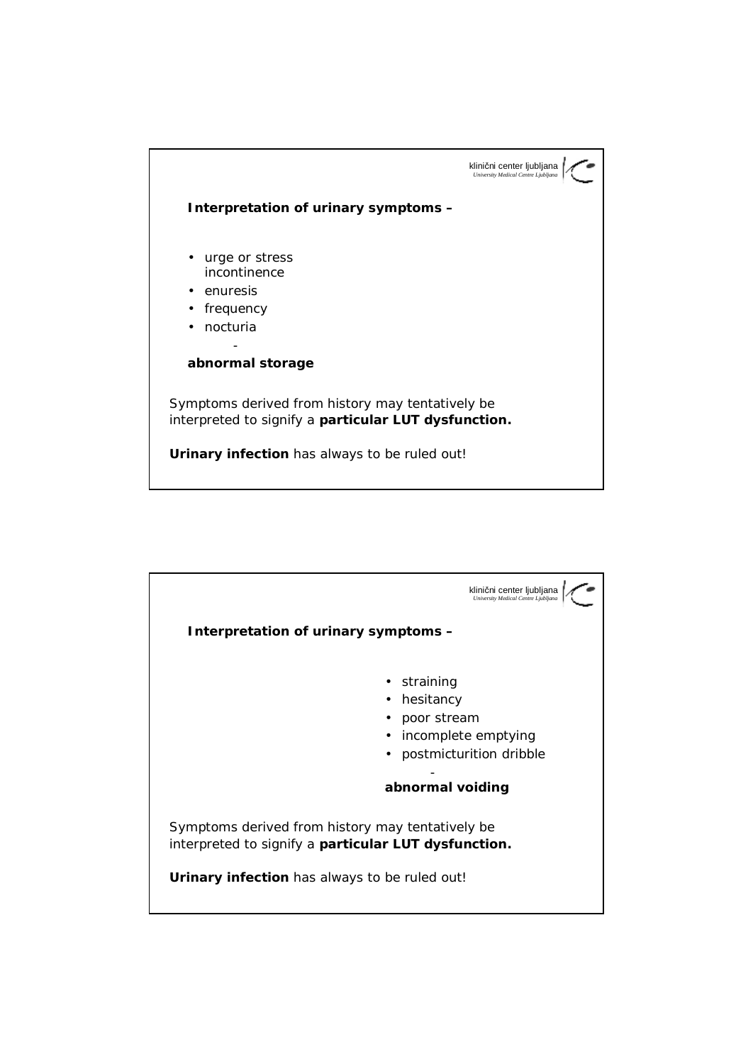## Interpretation of urinary symptoms –

- urge or stress incontinence
- enuresis
- frequency
- nocturia

-

**abnormal storage**

Symptoms derived from history may tentatively be interpreted to signify a **particular LUT dysfunction.**

**Urinary infection** has always to be ruled out!

## Interpretation of urinary symptoms –

- straining
- hesitancy
- poor stream
- incomplete emptying
- postmicturition dribble

-

**abnormal voiding**

Symptoms derived from history may tentatively be interpreted to signify a **particular LUT dysfunction.**

**Urinary infection** has always to be ruled out!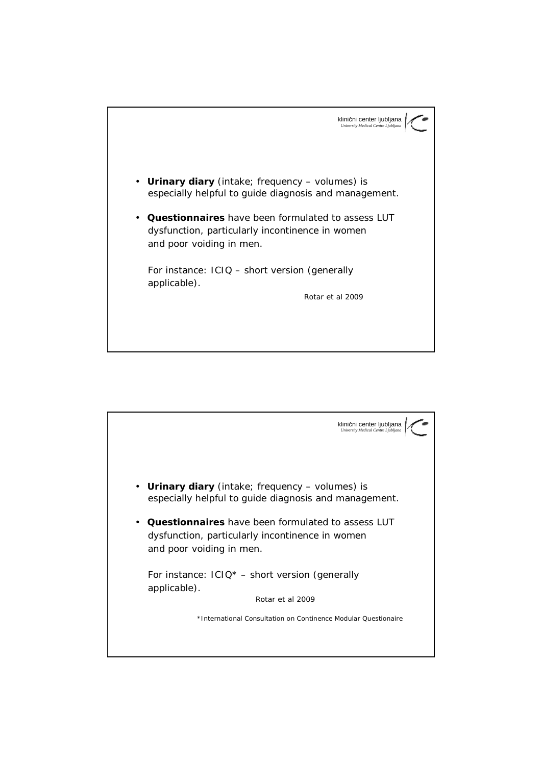- **Urinary diary** (intake; frequency – volumes) is especially helpful to guide diagnosis and management.
- **Questionnaires** have been formulated to assess LUT dysfunction, particularly incontinence in women and poor voiding in men.

  For instance: ICIQ – short version (generally applicable).

  Rotar et al 2009

---

- **Urinary diary** (intake; frequency – volumes) is especially helpful to guide diagnosis and management.
- **Questionnaires** have been formulated to assess LUT dysfunction, particularly incontinence in women and poor voiding in men.

  For instance: ICIQ* – short version (generally applicable).

  Rotar et al 2009

  *International Consultation on Continence Modular Questionaire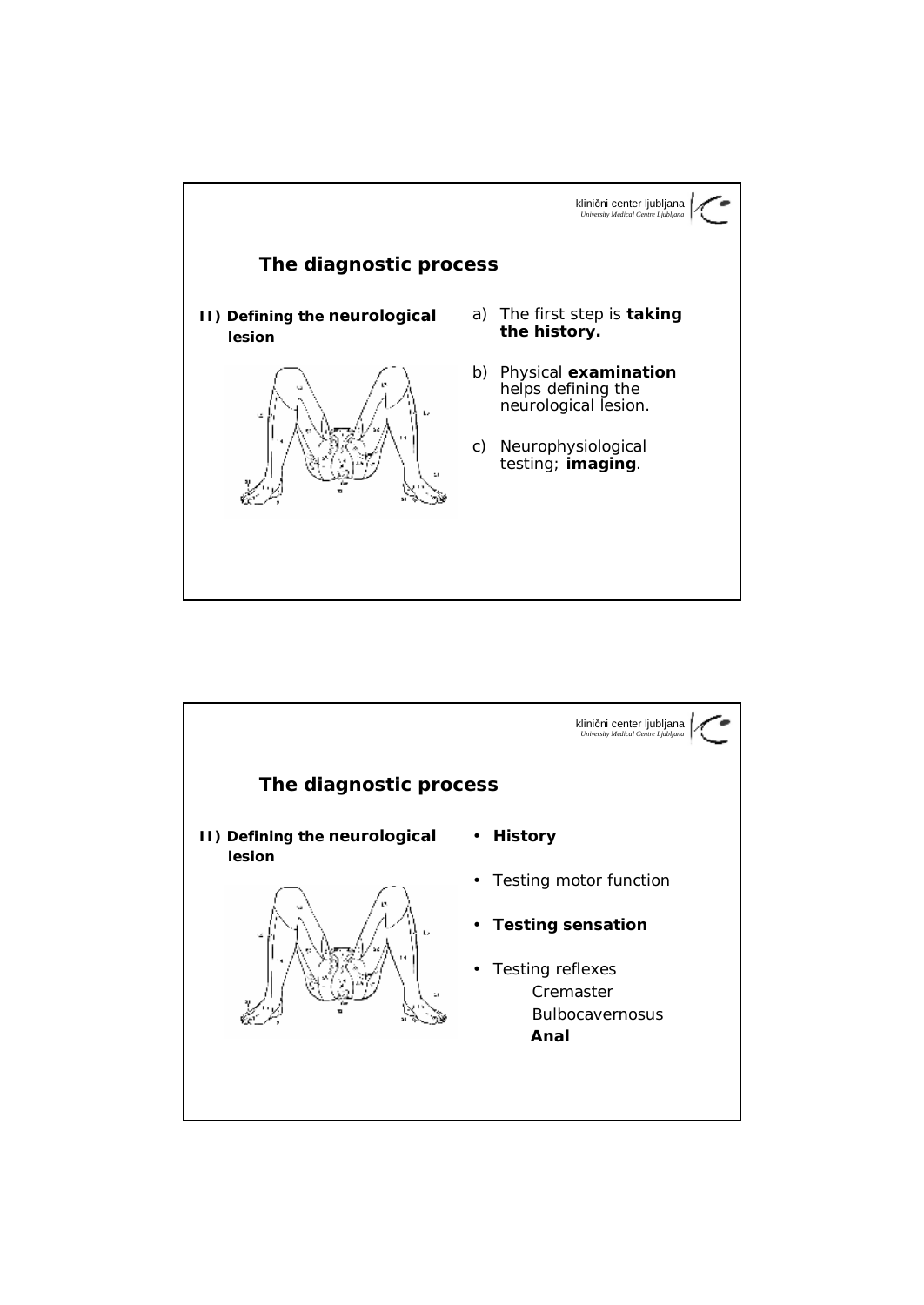## The diagnostic process

**II) Defining the neurological lesion**

a) The first step is **taking the history.**

b) Physical **examination** helps defining the neurological lesion.

c) Neurophysiological testing; **imaging**.

## The diagnostic process

**II) Defining the neurological lesion**

- **History**
- Testing motor function
- **Testing sensation**
- Testing reflexes
  - Cremaster
  - Bulbocavernosus
  - **Anal**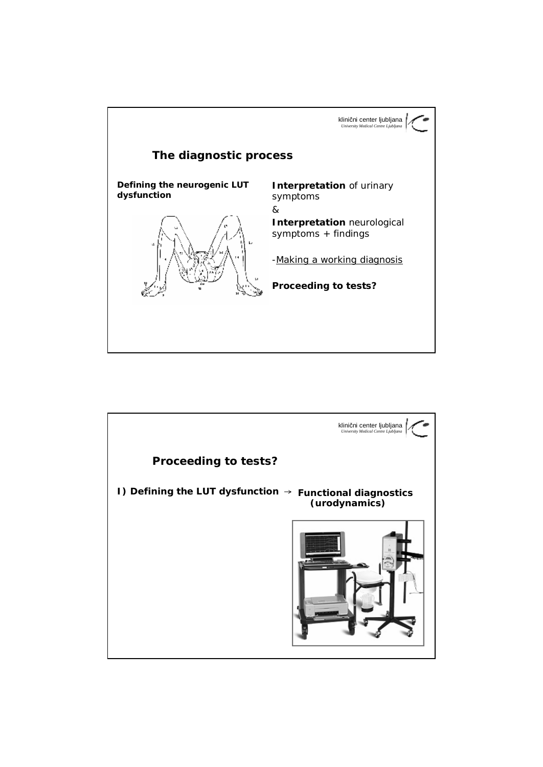## The diagnostic process

**Defining the neurogenic LUT dysfunction**

**Interpretation** of urinary symptoms

&

**Interpretation** neurological symptoms + findings

-Making a working diagnosis

**Proceeding to tests?**

## Proceeding to tests?

**I) Defining the LUT dysfunction** → **Functional diagnostics (urodynamics)**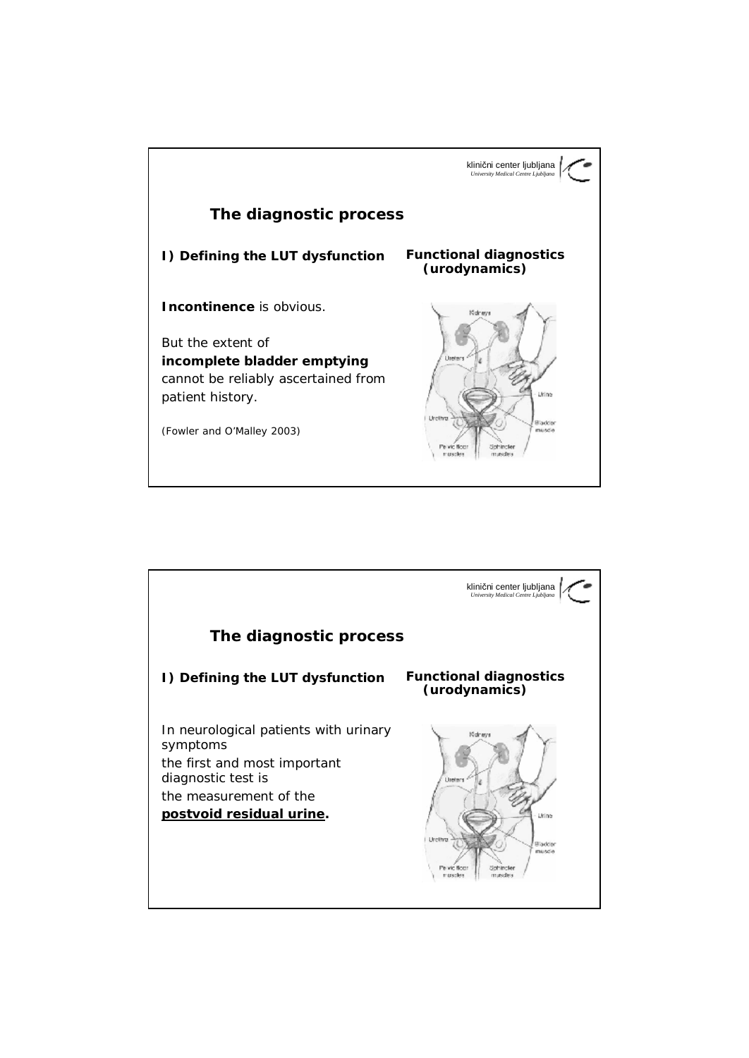## The diagnostic process

**I) Defining the LUT dysfunction**

**Functional diagnostics (urodynamics)**

**Incontinence** is obvious.

But the extent of **incomplete bladder emptying** cannot be reliably ascertained from patient history.

(Fowler and O'Malley 2003)

## The diagnostic process

**I) Defining the LUT dysfunction**

**Functional diagnostics (urodynamics)**

In neurological patients with urinary symptoms the first and most important diagnostic test is the measurement of the **postvoid residual urine**.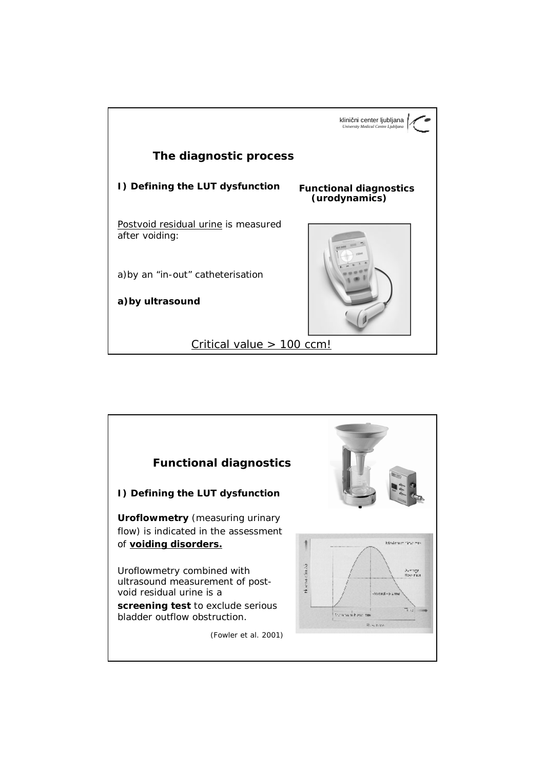## The diagnostic process

**I) Defining the LUT dysfunction**

**Functional diagnostics (urodynamics)**

Postvoid residual urine is measured after voiding:

a) by an "in-out" catheterisation

**a) by ultrasound**

Critical value > 100 ccm!

## Functional diagnostics

**I) Defining the LUT dysfunction**

**Uroflowmetry** (measuring urinary flow) is indicated in the assessment of **voiding disorders.**

Uroflowmetry combined with ultrasound measurement of post-void residual urine is a **screening test** to exclude serious bladder outflow obstruction.

*(Fowler et al. 2001)*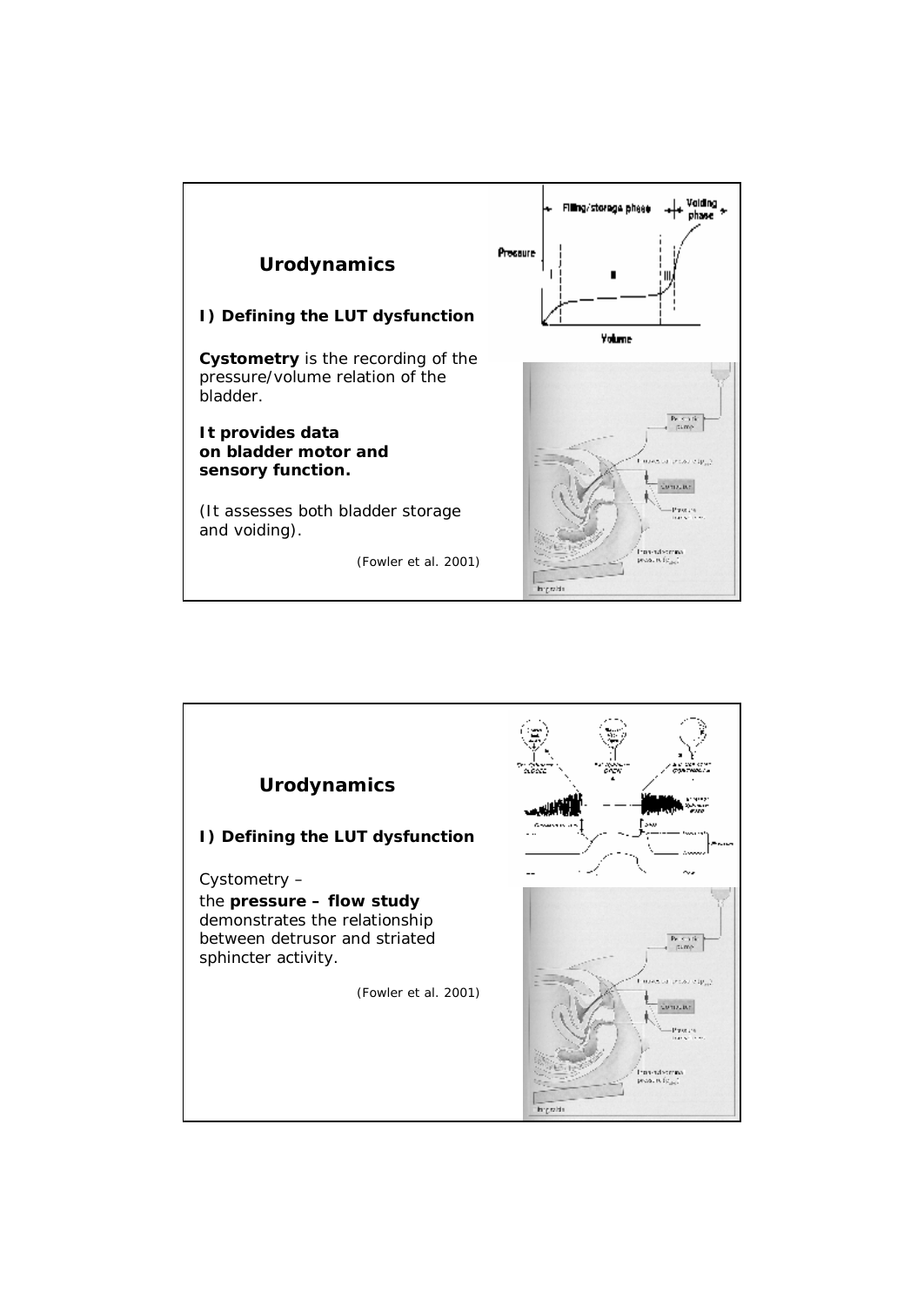## Urodynamics

**I) Defining the LUT dysfunction**

**Cystometry** is the recording of the pressure/volume relation of the bladder.

**It provides data on bladder motor and sensory function.**

(It assesses both bladder storage and voiding).

*(Fowler et al. 2001)*

## Urodynamics

**I) Defining the LUT dysfunction**

Cystometry –
the **pressure – flow study** demonstrates the relationship between detrusor and striated sphincter activity.

*(Fowler et al. 2001)*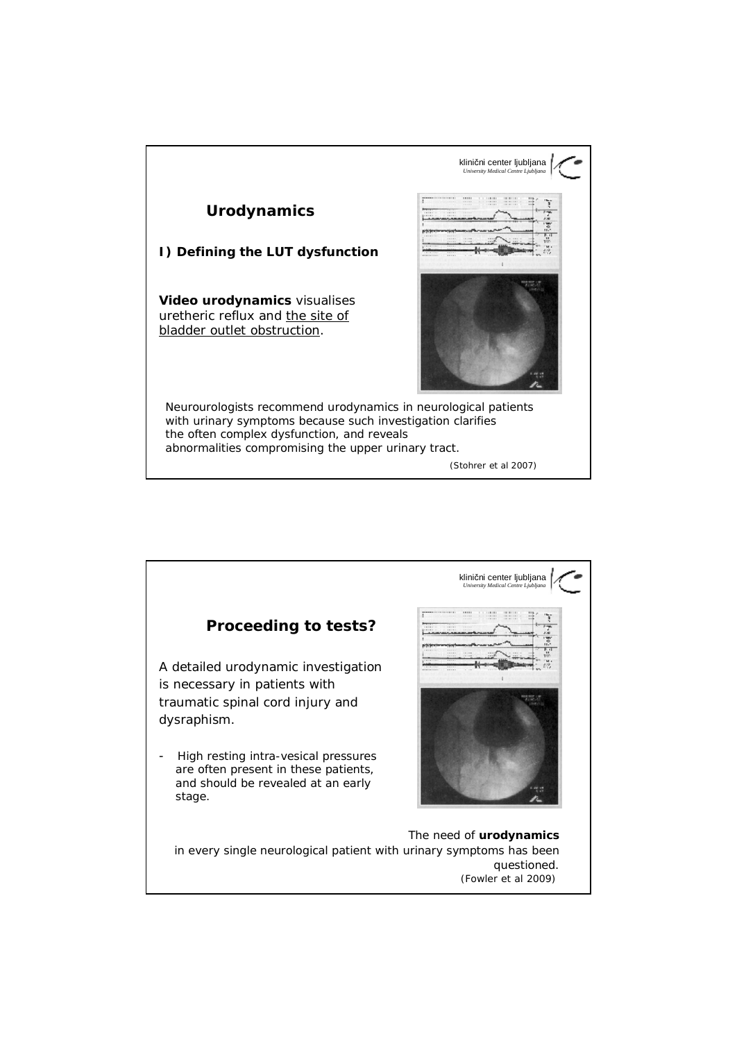## Urodynamics

**I) Defining the LUT dysfunction**

**Video urodynamics** visualises uretheric reflux and the site of bladder outlet obstruction.

Neurourologists recommend urodynamics in neurological patients with urinary symptoms because such investigation clarifies the often complex dysfunction, and reveals abnormalities compromising the upper urinary tract.

(Stohrer et al 2007)

## Proceeding to tests?

A detailed urodynamic investigation is necessary in patients with traumatic spinal cord injury and dysraphism.

- High resting intra-vesical pressures are often present in these patients, and should be revealed at an early stage.

The need of **urodynamics** in every single neurological patient with urinary symptoms has been questioned.

(Fowler et al 2009)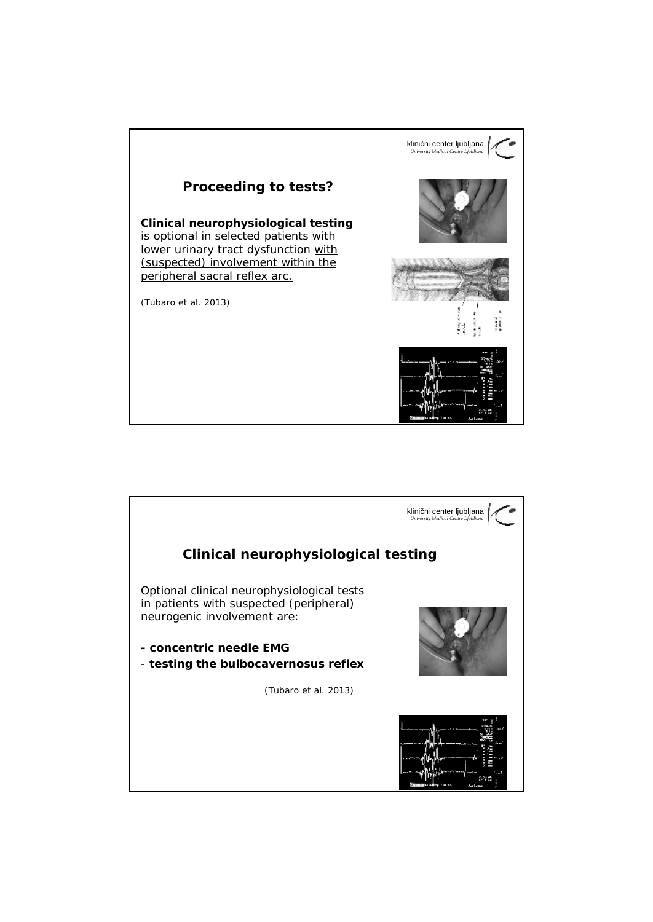## Proceeding to tests?

**Clinical neurophysiological testing** is optional in selected patients with lower urinary tract dysfunction with (suspected) involvement within the peripheral sacral reflex arc.

(Tubaro et al. 2013)

## Clinical neurophysiological testing

Optional clinical neurophysiological tests in patients with suspected (peripheral) neurogenic involvement are:

- **concentric needle EMG**
- **testing the bulbocavernosus reflex**

(Tubaro et al. 2013)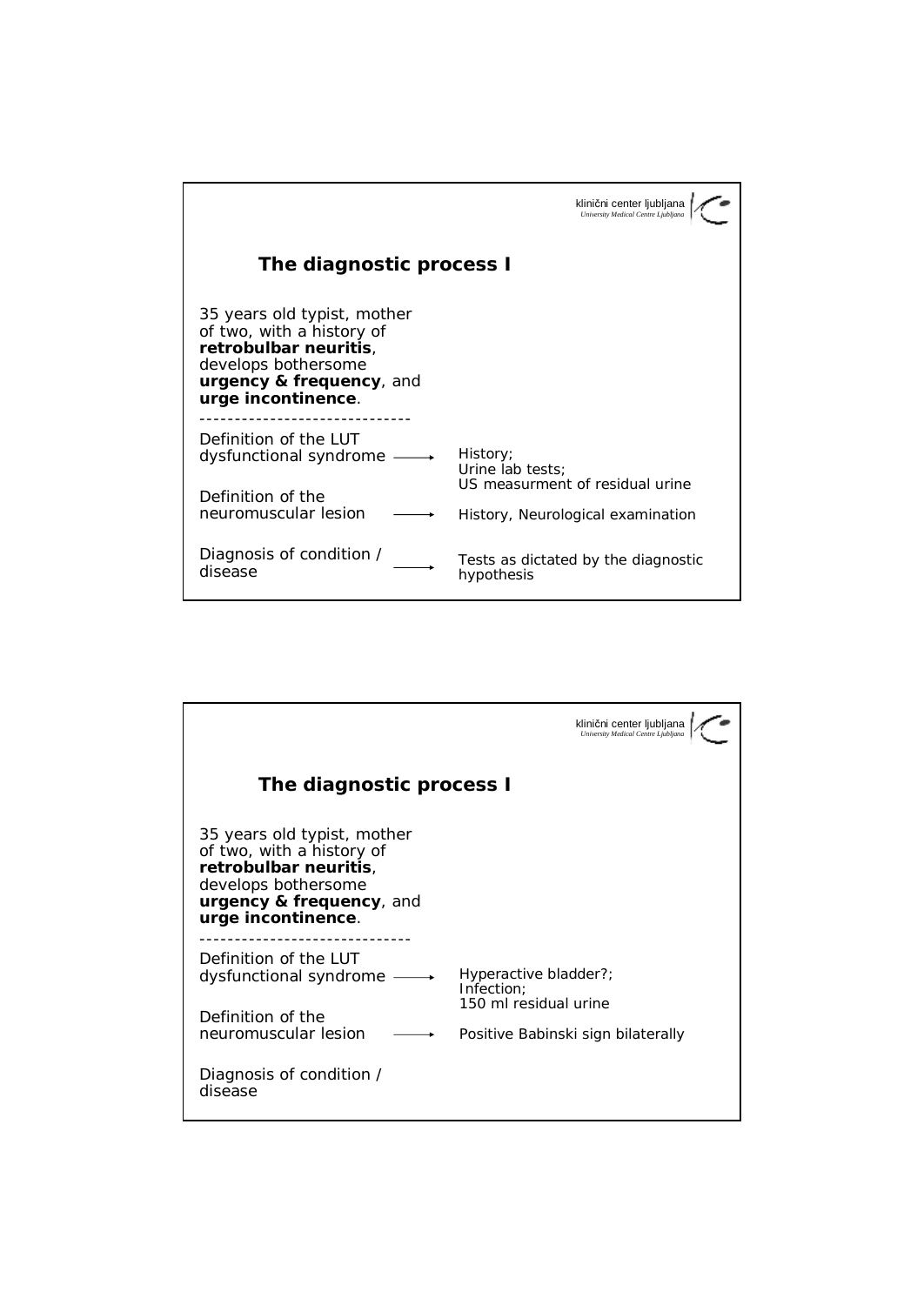## The diagnostic process I

35 years old typist, mother of two, with a history of **retrobulbar neuritis**, develops bothersome **urgency & frequency**, and **urge incontinence**.

------------------------------

Definition of the LUT dysfunctional syndrome → History; Urine lab tests; US measurment of residual urine

Definition of the neuromuscular lesion → History, Neurological examination

Diagnosis of condition / disease → Tests as dictated by the diagnostic hypothesis

## The diagnostic process I

35 years old typist, mother of two, with a history of **retrobulbar neuritis**, develops bothersome **urgency & frequency**, and **urge incontinence**.

------------------------------

Definition of the LUT dysfunctional syndrome → Hyperactive bladder?; Infection; 150 ml residual urine

Definition of the neuromuscular lesion → Positive Babinski sign bilaterally

Diagnosis of condition / disease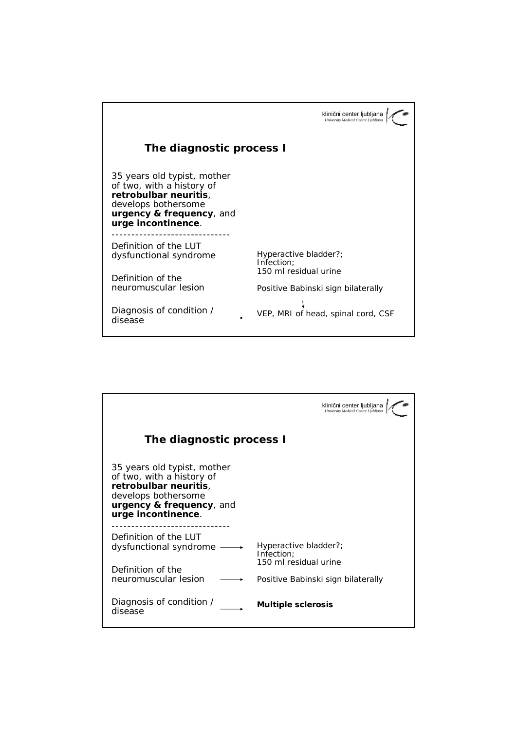klinični center ljubljana
*University Medical Centre Ljubljana*

## The diagnostic process I

35 years old typist, mother of two, with a history of **retrobulbar neuritis**, develops bothersome **urgency & frequency**, and **urge incontinence**.

------------------------------

Definition of the LUT dysfunctional syndrome — Hyperactive bladder?; Infection; 150 ml residual urine

Definition of the neuromuscular lesion — Positive Babinski sign bilaterally

↓

Diagnosis of condition / disease → VEP, MRI of head, spinal cord, CSF

---

klinični center ljubljana
*University Medical Centre Ljubljana*

## The diagnostic process I

35 years old typist, mother of two, with a history of **retrobulbar neuritis**, develops bothersome **urgency & frequency**, and **urge incontinence**.

------------------------------

Definition of the LUT dysfunctional syndrome → Hyperactive bladder?; Infection; 150 ml residual urine

Definition of the neuromuscular lesion → Positive Babinski sign bilaterally

Diagnosis of condition / disease → **Multiple sclerosis**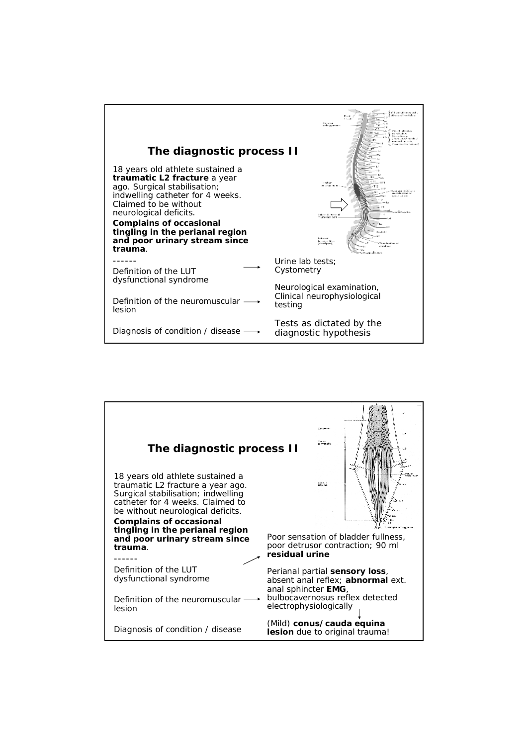## The diagnostic process II

18 years old athlete sustained a **traumatic L2 fracture** a year ago. Surgical stabilisation; indwelling catheter for 4 weeks. Claimed to be without neurological deficits.

**Complains of occasional tingling in the perianal region and poor urinary stream since trauma**.

------

Definition of the LUT dysfunctional syndrome → Urine lab tests; Cystometry

Definition of the neuromuscular lesion → Neurological examination, Clinical neurophysiological testing

Diagnosis of condition / disease → Tests as dictated by the diagnostic hypothesis

## The diagnostic process II

18 years old athlete sustained a traumatic L2 fracture a year ago. Surgical stabilisation; indwelling catheter for 4 weeks. Claimed to be without neurological deficits.

**Complains of occasional tingling in the perianal region and poor urinary stream since trauma**.

------

Definition of the LUT dysfunctional syndrome → Poor sensation of bladder fullness, poor detrusor contraction; 90 ml **residual urine**

Definition of the neuromuscular lesion → Perianal partial **sensory loss**, absent anal reflex; **abnormal** ext. anal sphincter **EMG**, bulbocavernosus reflex detected electrophysiologically

Diagnosis of condition / disease → (Mild) **conus/cauda equina lesion** due to original trauma!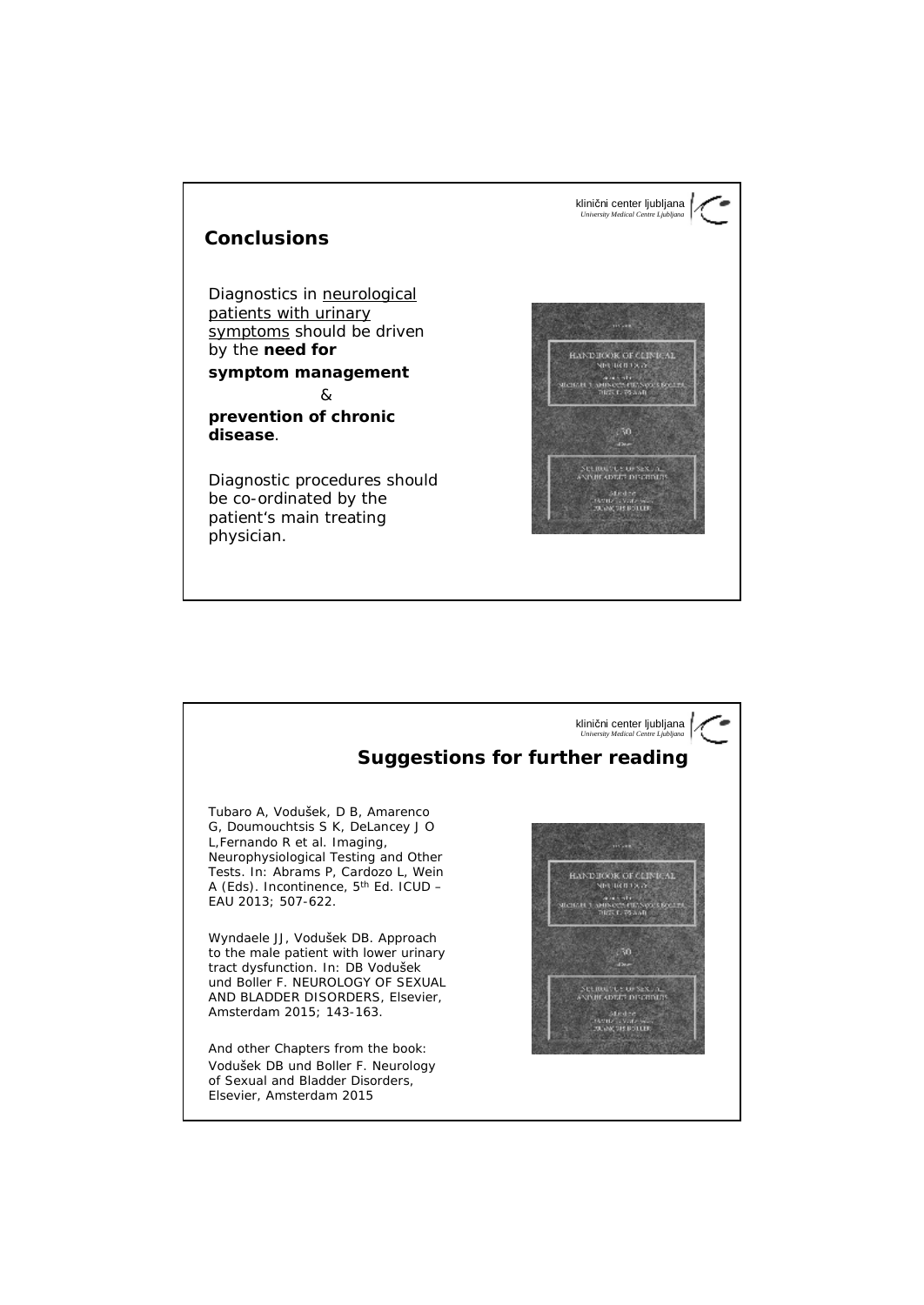## Conclusions

Diagnostics in neurological patients with urinary symptoms should be driven by the **need for symptom management** & **prevention of chronic disease**.

Diagnostic procedures should be co-ordinated by the patient's main treating physician.

## Suggestions for further reading

Tubaro A, Vodušek, D B, Amarenco G, Doumouchtsis S K, DeLancey J O L,Fernando R et al. Imaging, Neurophysiological Testing and Other Tests. In: Abrams P, Cardozo L, Wein A (Eds). Incontinence, 5th Ed. ICUD – EAU 2013; 507-622.

Wyndaele JJ, Vodušek DB. Approach to the male patient with lower urinary tract dysfunction. In: DB Vodušek und Boller F. NEUROLOGY OF SEXUAL AND BLADDER DISORDERS, Elsevier, Amsterdam 2015; 143-163.

And other Chapters from the book: Vodušek DB und Boller F. Neurology of Sexual and Bladder Disorders, Elsevier, Amsterdam 2015